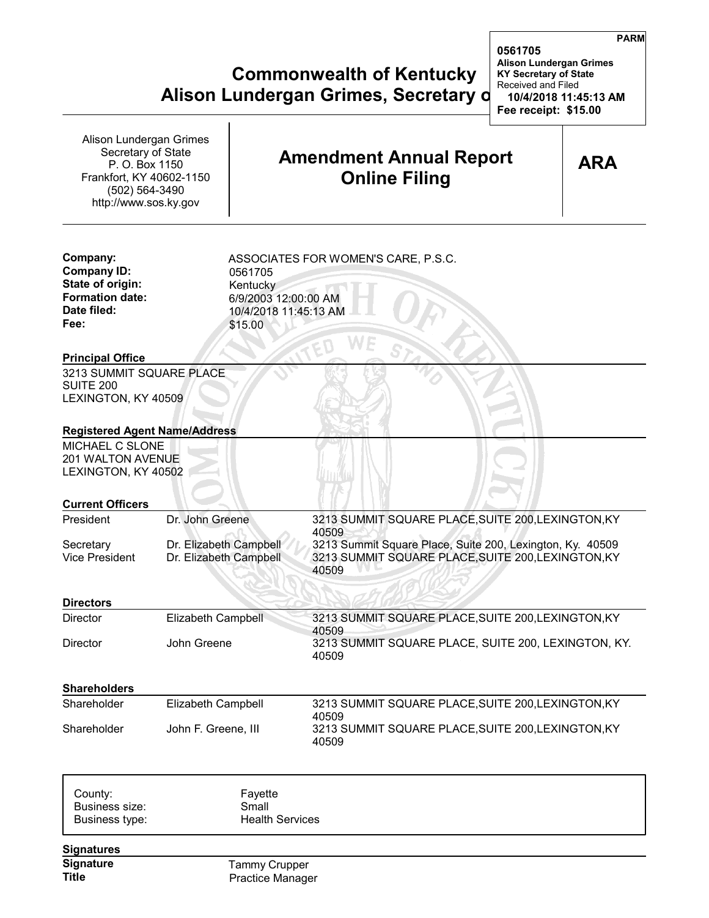**PARM**

**0561705**
**Alison Lundergan Grimes**
**KY Secretary of State**
Received and Filed
**10/4/2018 11:45:13 AM**
**Fee receipt: $15.00**

# Commonwealth of Kentucky
# Alison Lundergan Grimes, Secretary o

Alison Lundergan Grimes
Secretary of State
P. O. Box 1150
Frankfort, KY 40602-1150
(502) 564-3490
http://www.sos.ky.gov

## Amendment Annual Report Online Filing

**ARA**

| | |
|---|---|
| **Company:** | ASSOCIATES FOR WOMEN'S CARE, P.S.C. |
| **Company ID:** | 0561705 |
| **State of origin:** | Kentucky |
| **Formation date:** | 6/9/2003 12:00:00 AM |
| **Date filed:** | 10/4/2018 11:45:13 AM |
| **Fee:** | $15.00 |

### Principal Office

3213 SUMMIT SQUARE PLACE
SUITE 200
LEXINGTON, KY 40509

### Registered Agent Name/Address

MICHAEL C SLONE
201 WALTON AVENUE
LEXINGTON, KY 40502

### Current Officers

| | | |
|---|---|---|
| President | Dr. John Greene | 3213 SUMMIT SQUARE PLACE,SUITE 200,LEXINGTON,KY 40509 |
| Secretary | Dr. Elizabeth Campbell | 3213 Summit Square Place, Suite 200, Lexington, Ky. 40509 |
| Vice President | Dr. Elizabeth Campbell | 3213 SUMMIT SQUARE PLACE,SUITE 200,LEXINGTON,KY 40509 |

### Directors

| | | |
|---|---|---|
| Director | Elizabeth Campbell | 3213 SUMMIT SQUARE PLACE,SUITE 200,LEXINGTON,KY 40509 |
| Director | John Greene | 3213 SUMMIT SQUARE PLACE, SUITE 200, LEXINGTON, KY. 40509 |

### Shareholders

| | | |
|---|---|---|
| Shareholder | Elizabeth Campbell | 3213 SUMMIT SQUARE PLACE,SUITE 200,LEXINGTON,KY 40509 |
| Shareholder | John F. Greene, III | 3213 SUMMIT SQUARE PLACE,SUITE 200,LEXINGTON,KY 40509 |

| | |
|---|---|
| County: | Fayette |
| Business size: | Small |
| Business type: | Health Services |

### Signatures

| | |
|---|---|
| **Signature** | Tammy Crupper |
| **Title** | Practice Manager |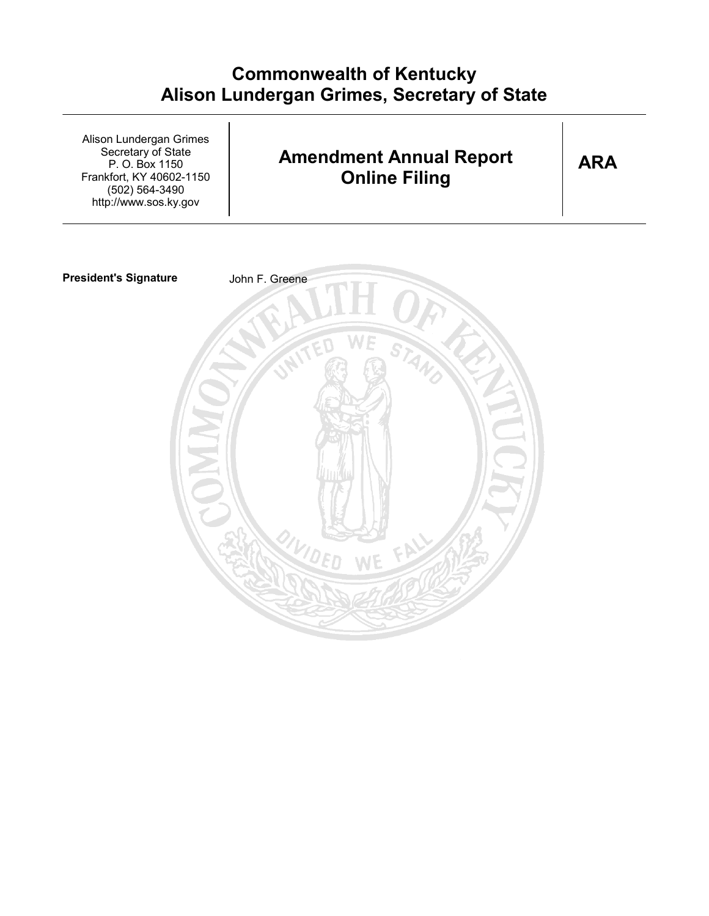# Commonwealth of Kentucky
# Alison Lundergan Grimes, Secretary of State

Alison Lundergan Grimes
Secretary of State
P. O. Box 1150
Frankfort, KY 40602-1150
(502) 564-3490
http://www.sos.ky.gov

## Amendment Annual Report Online Filing

**ARA**

**President's Signature** John F. Greene